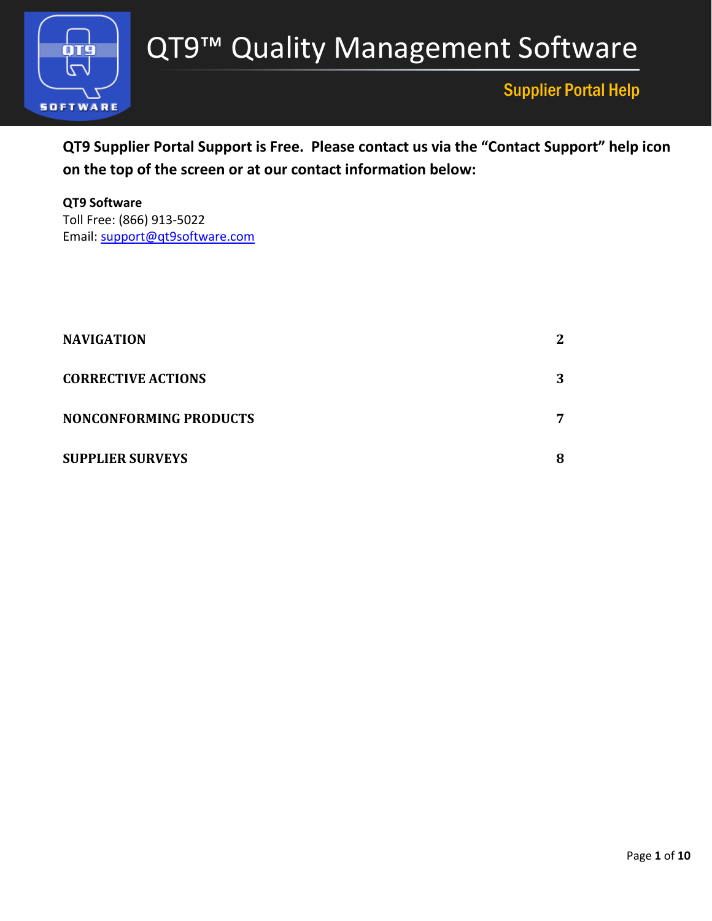# QT9™ Quality Management Software

## Supplier Portal Help

**QT9 Supplier Portal Support is Free. Please contact us via the "Contact Support" help icon on the top of the screen or at our contact information below:**

**QT9 Software**
Toll Free: (866) 913-5022
Email: support@qt9software.com

| | |
|---|---|
| **NAVIGATION** | **2** |
| **CORRECTIVE ACTIONS** | **3** |
| **NONCONFORMING PRODUCTS** | **7** |
| **SUPPLIER SURVEYS** | **8** |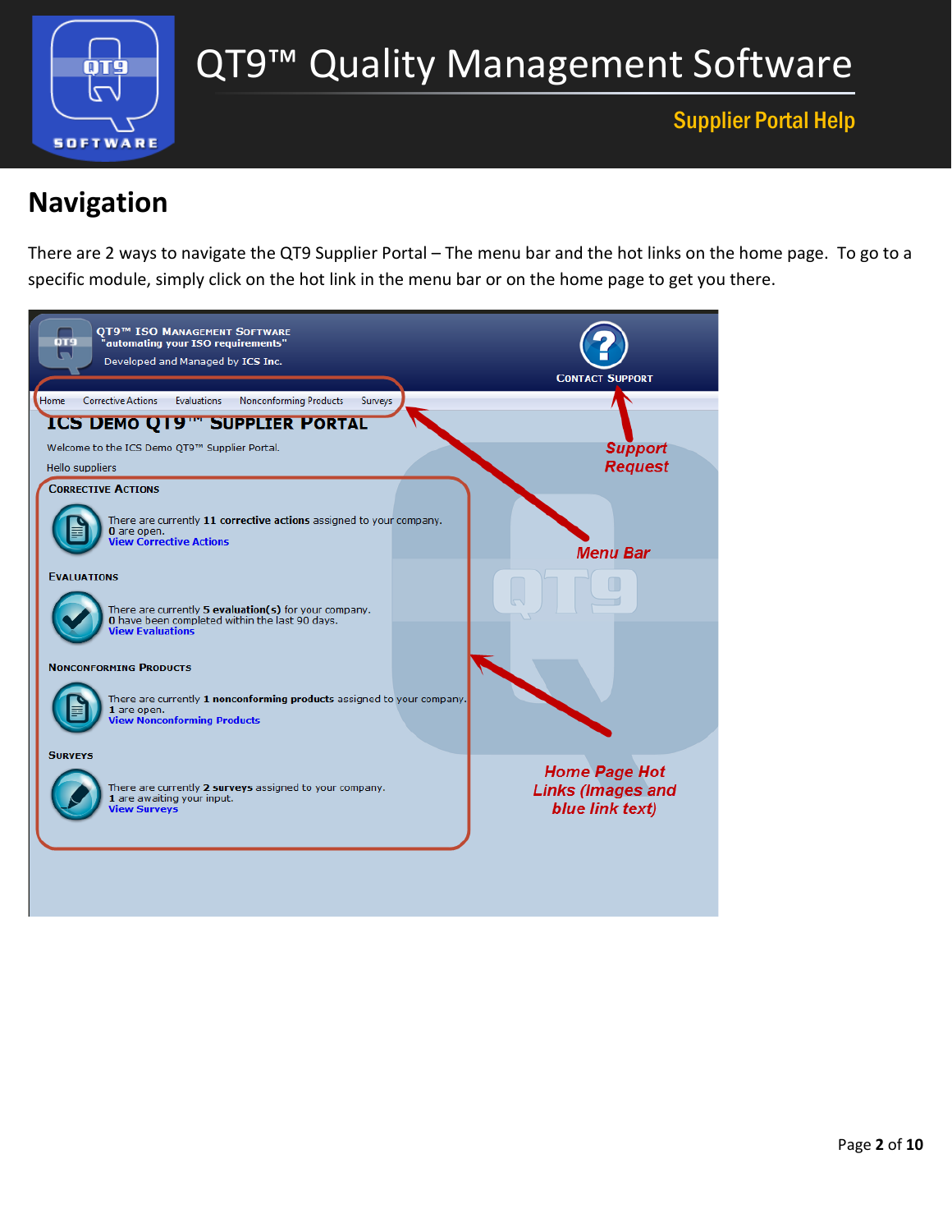## Navigation

There are 2 ways to navigate the QT9 Supplier Portal – The menu bar and the hot links on the home page. To go to a specific module, simply click on the hot link in the menu bar or on the home page to get you there.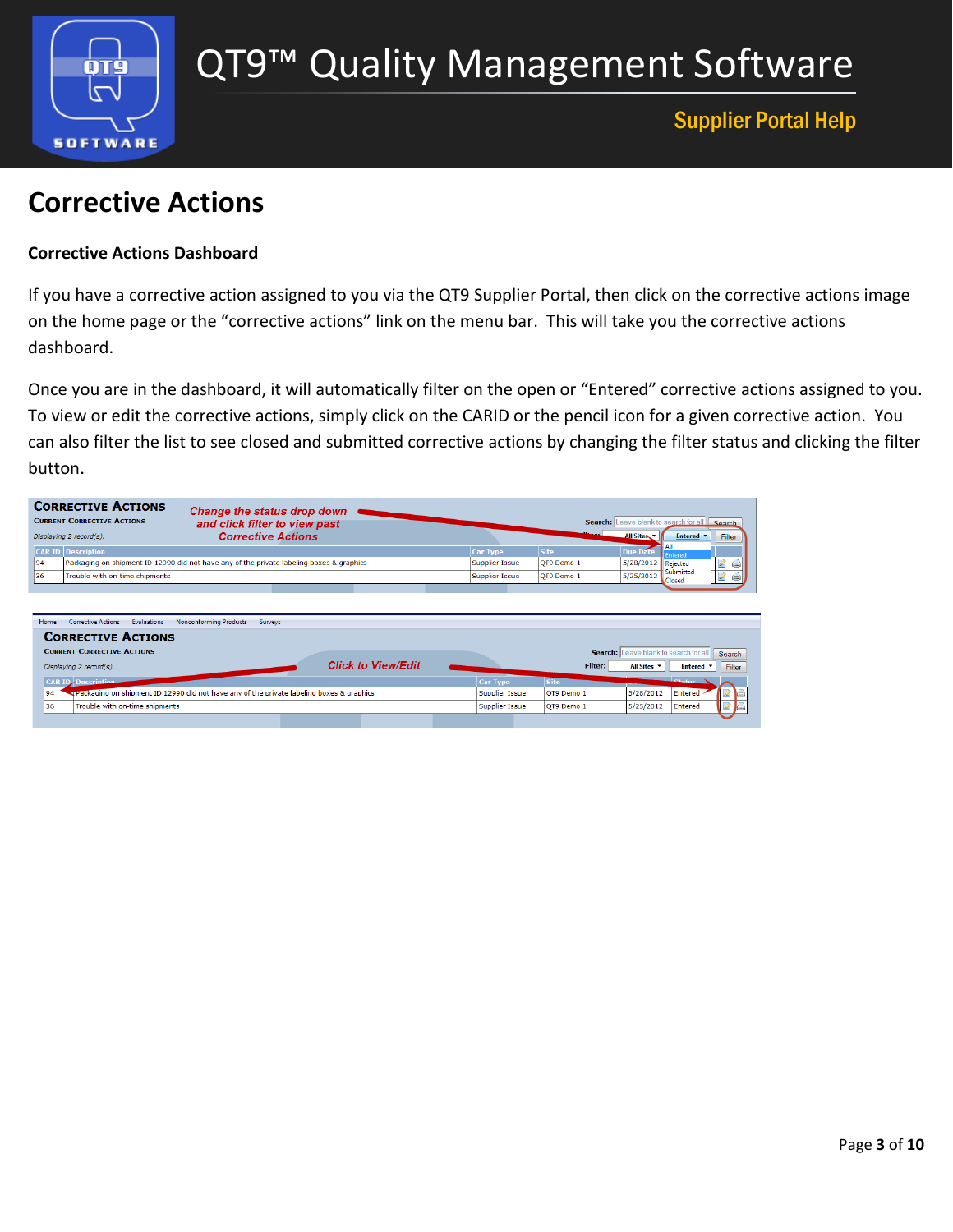# Corrective Actions

### Corrective Actions Dashboard

If you have a corrective action assigned to you via the QT9 Supplier Portal, then click on the corrective actions image on the home page or the "corrective actions" link on the menu bar. This will take you the corrective actions dashboard.

Once you are in the dashboard, it will automatically filter on the open or "Entered" corrective actions assigned to you. To view or edit the corrective actions, simply click on the CARID or the pencil icon for a given corrective action. You can also filter the list to see closed and submitted corrective actions by changing the filter status and clicking the filter button.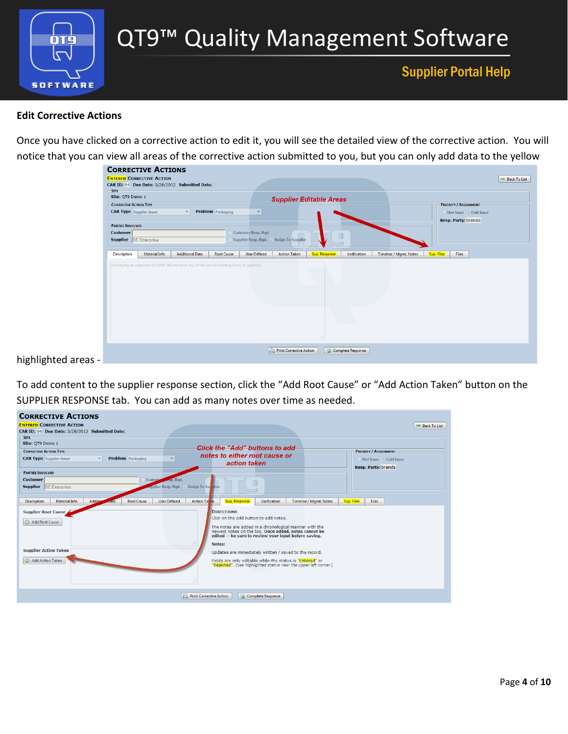## Edit Corrective Actions

Once you have clicked on a corrective action to edit it, you will see the detailed view of the corrective action. You will notice that you can view all areas of the corrective action submitted to you, but you can only add data to the yellow highlighted areas -

To add content to the supplier response section, click the “Add Root Cause” or “Add Action Taken” button on the SUPPLIER RESPONSE tab. You can add as many notes over time as needed.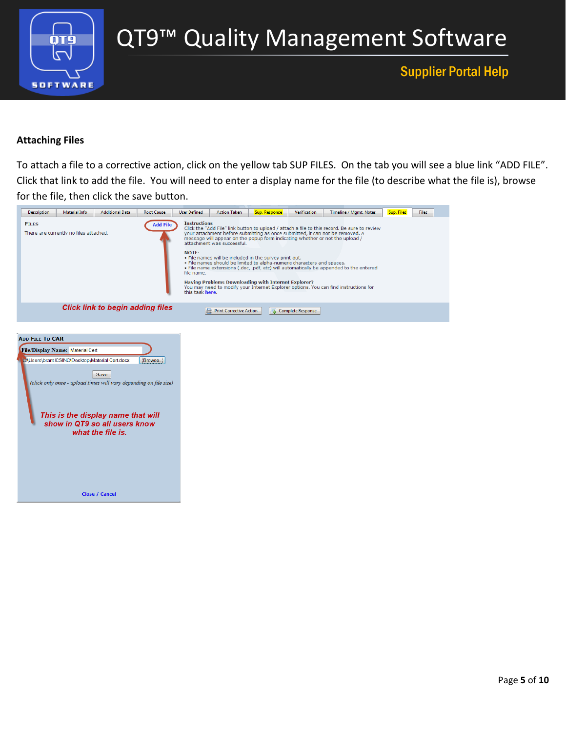### Attaching Files

To attach a file to a corrective action, click on the yellow tab SUP FILES. On the tab you will see a blue link "ADD FILE". Click that link to add the file. You will need to enter a display name for the file (to describe what the file is), browse for the file, then click the save button.

| Description | Material Info | Additional Data | Root Cause | User Defined | Action Taken | Sup. Response | Verification | Timeline / Mgmt. Notes | Sup. Files | Files |
|---|---|---|---|---|---|---|---|---|---|---|

**FILES**

There are currently no files attached.

Add File

**Instructions**

Click the "Add File" link button to upload / attach a file to this record. Be sure to review your attachment before submitting as once submitted, it can not be removed. A message will appear on the popup form indicating whether or not the upload / attachment was successful.

**NOTE:**

- File names will be included in the survey print out.
- File names should be limited to alpha-numeric characters and spaces.
- File name extensions (.doc, .pdf, etc) will automatically be appended to the entered file name.

**Having Problems Downloading with Internet Explorer?**

You may need to modify your Internet Explorer options. You can find instructions for this task **here**.

*Click link to begin adding files*

Print Corrective Action | Complete Response

**ADD FILE TO CAR**

**File/Display Name:** Material Cert

C:\Users\brant\CSINC\Desktop\Material Cert.docx | Browse...

Save

*(click only once - upload times will vary depending on file size)*

*This is the display name that will show in QT9 so all users know what the file is.*

Close / Cancel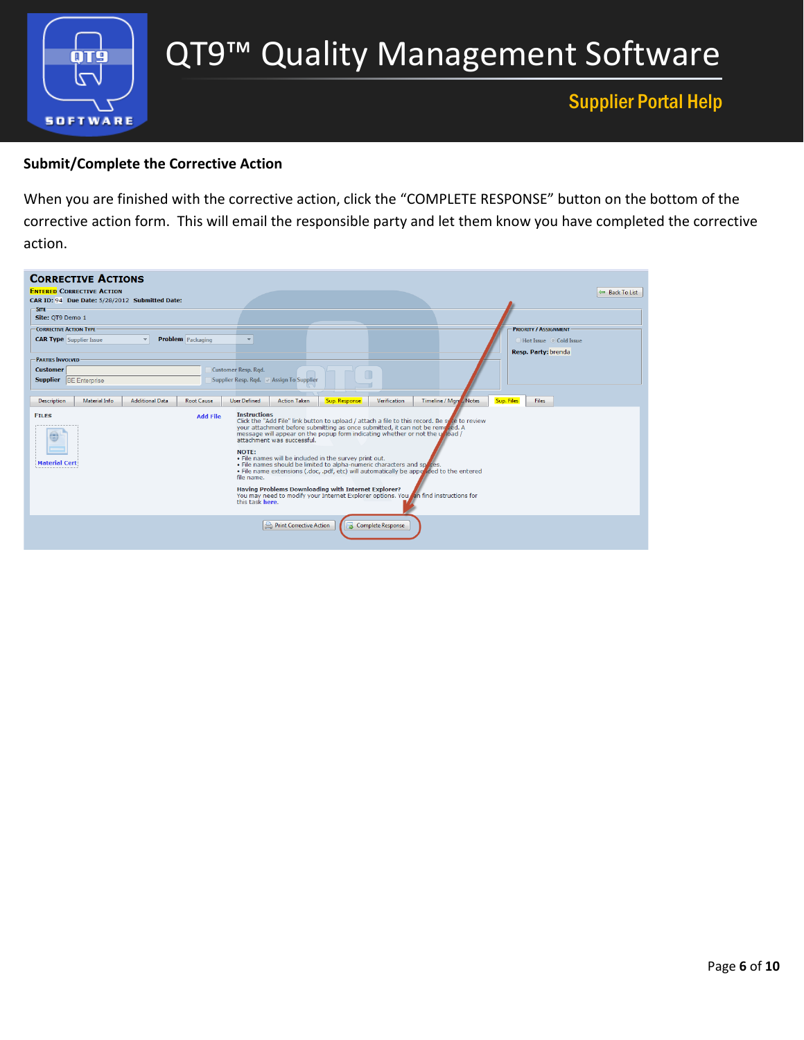## Submit/Complete the Corrective Action

When you are finished with the corrective action, click the "COMPLETE RESPONSE" button on the bottom of the corrective action form. This will email the responsible party and let them know you have completed the corrective action.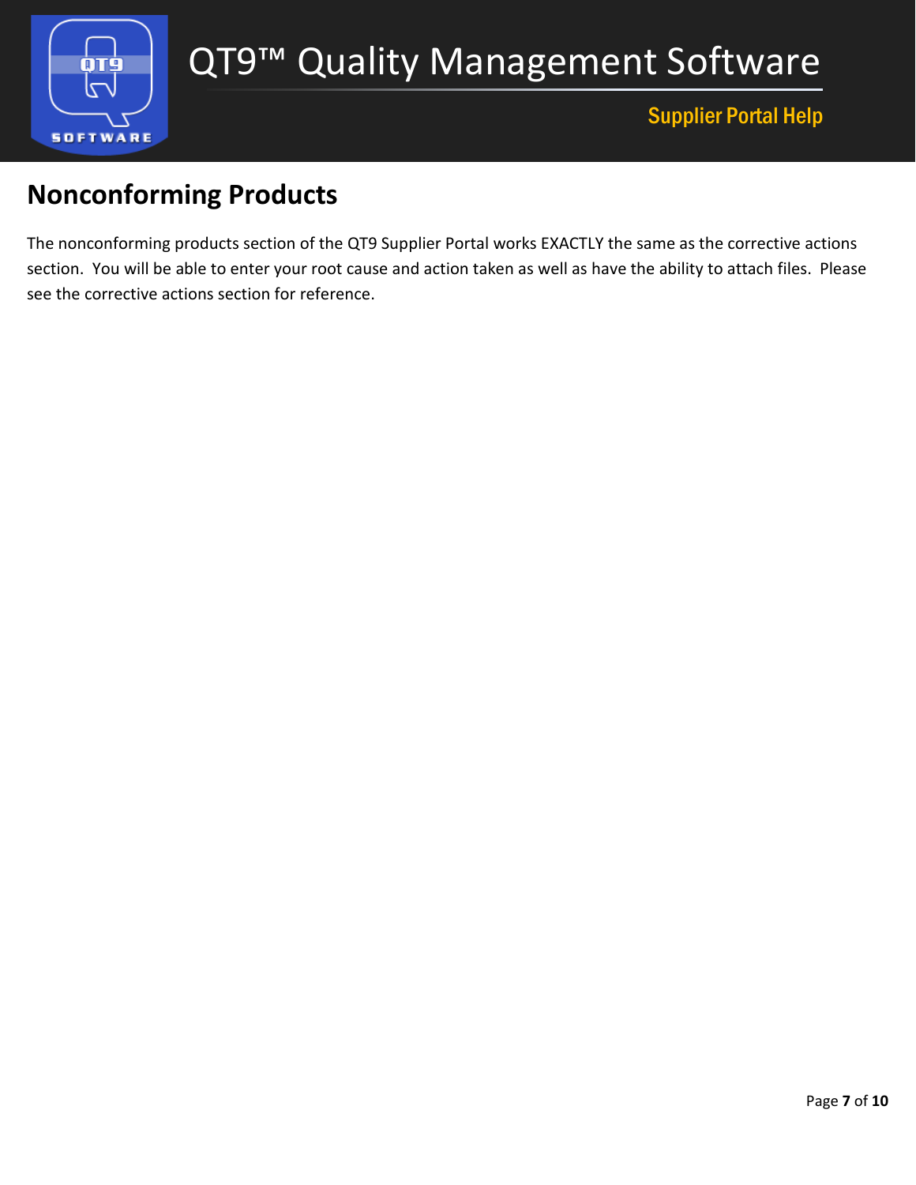# Nonconforming Products

The nonconforming products section of the QT9 Supplier Portal works EXACTLY the same as the corrective actions section. You will be able to enter your root cause and action taken as well as have the ability to attach files. Please see the corrective actions section for reference.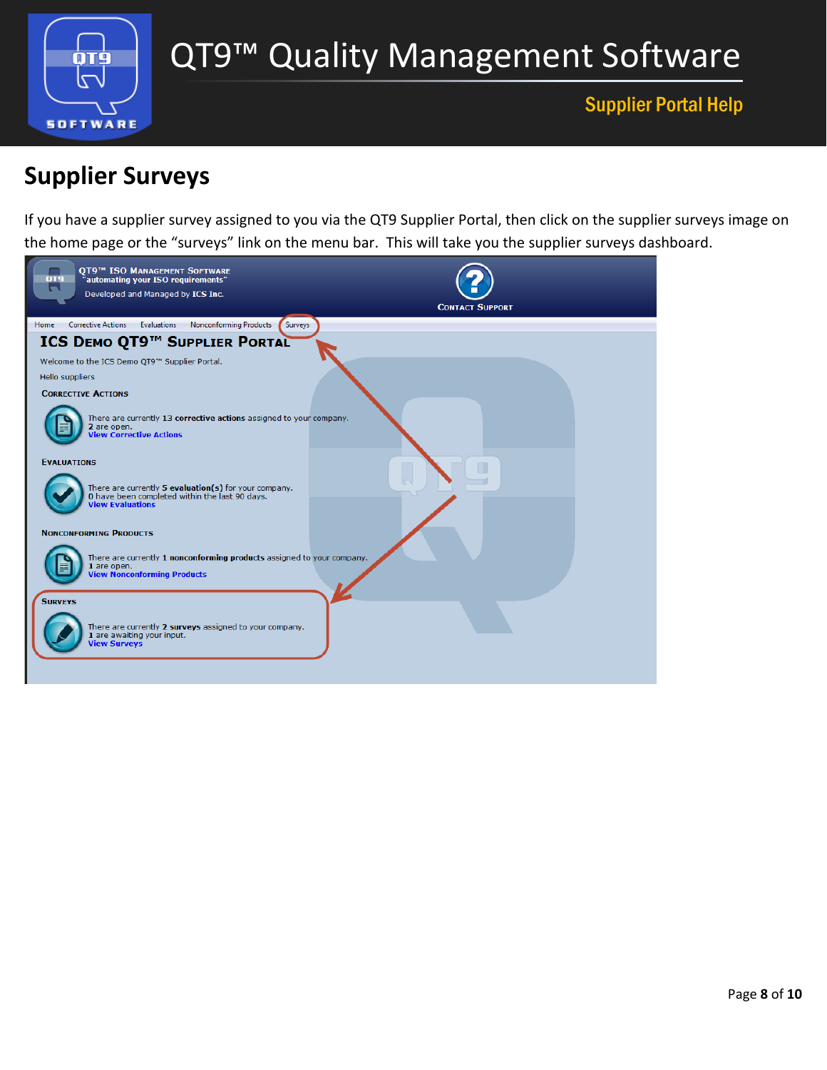## Supplier Surveys

If you have a supplier survey assigned to you via the QT9 Supplier Portal, then click on the supplier surveys image on the home page or the “surveys” link on the menu bar. This will take you the supplier surveys dashboard.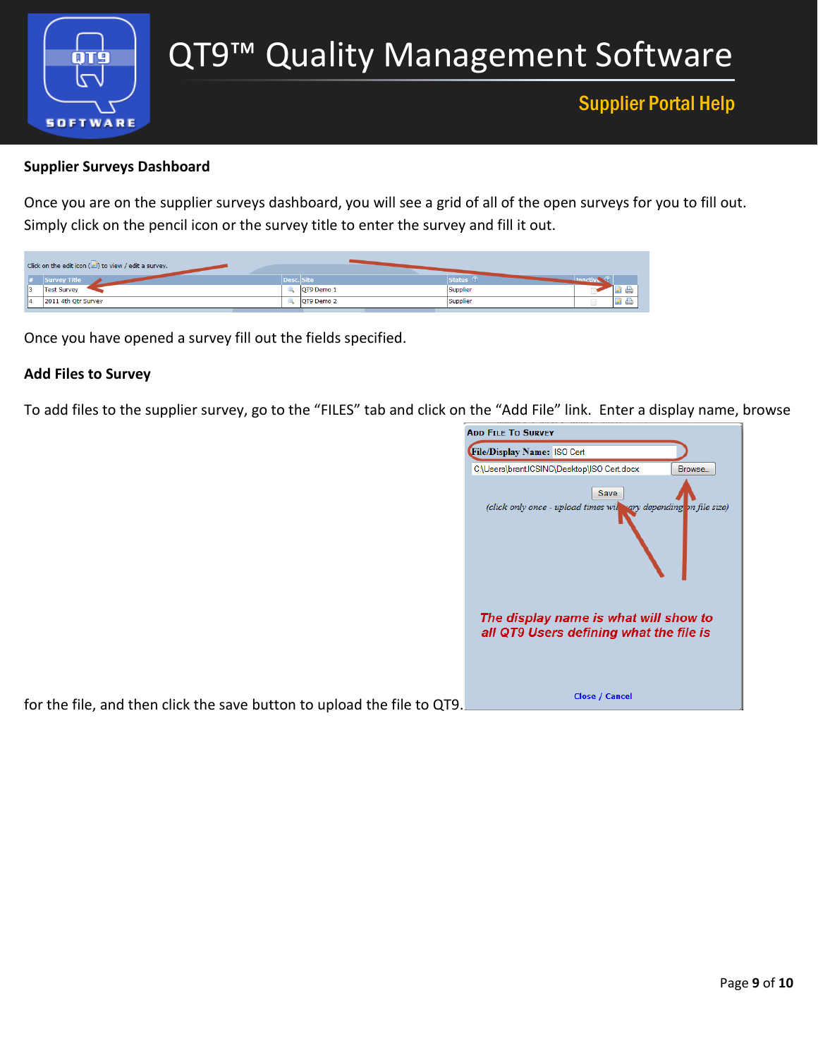**Supplier Surveys Dashboard**

Once you are on the supplier surveys dashboard, you will see a grid of all of the open surveys for you to fill out. Simply click on the pencil icon or the survey title to enter the survey and fill it out.

Once you have opened a survey fill out the fields specified.

**Add Files to Survey**

To add files to the supplier survey, go to the "FILES" tab and click on the "Add File" link. Enter a display name, browse for the file, and then click the save button to upload the file to QT9.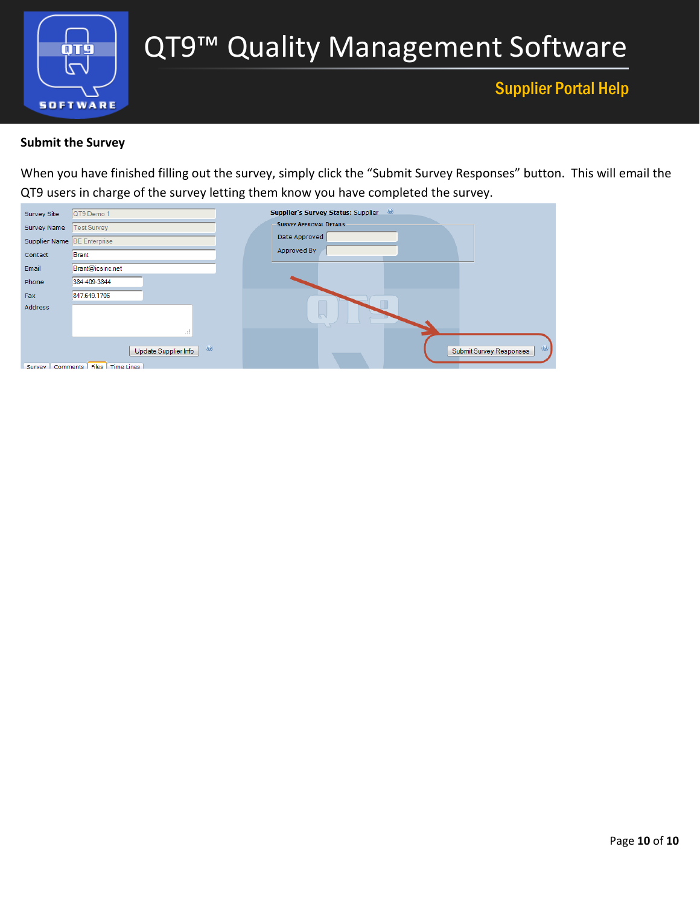**Submit the Survey**

When you have finished filling out the survey, simply click the “Submit Survey Responses” button. This will email the QT9 users in charge of the survey letting them know you have completed the survey.